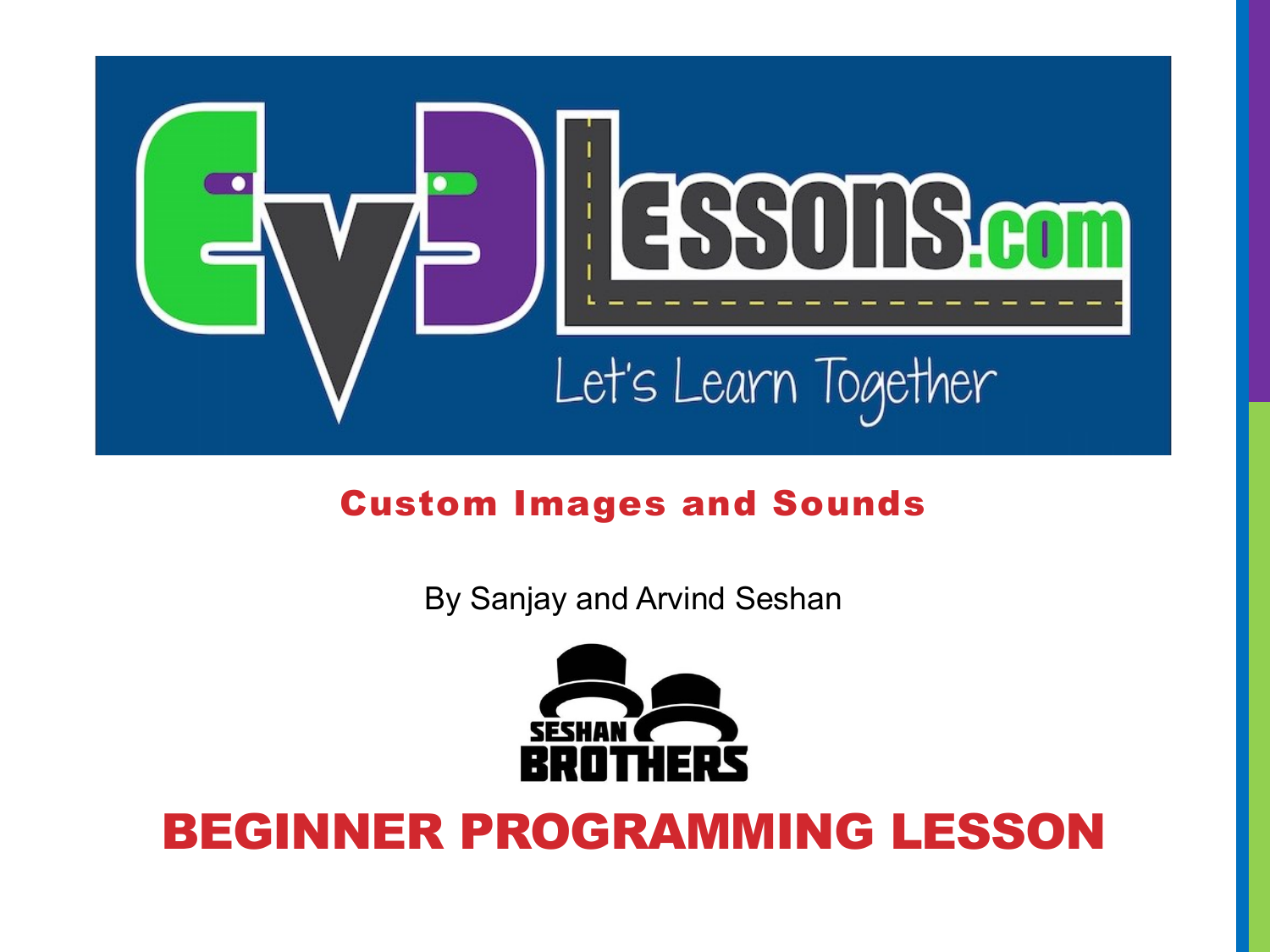# Custom Images and Sounds

By Sanjay and Arvind Seshan

## BEGINNER PROGRAMMING LESSON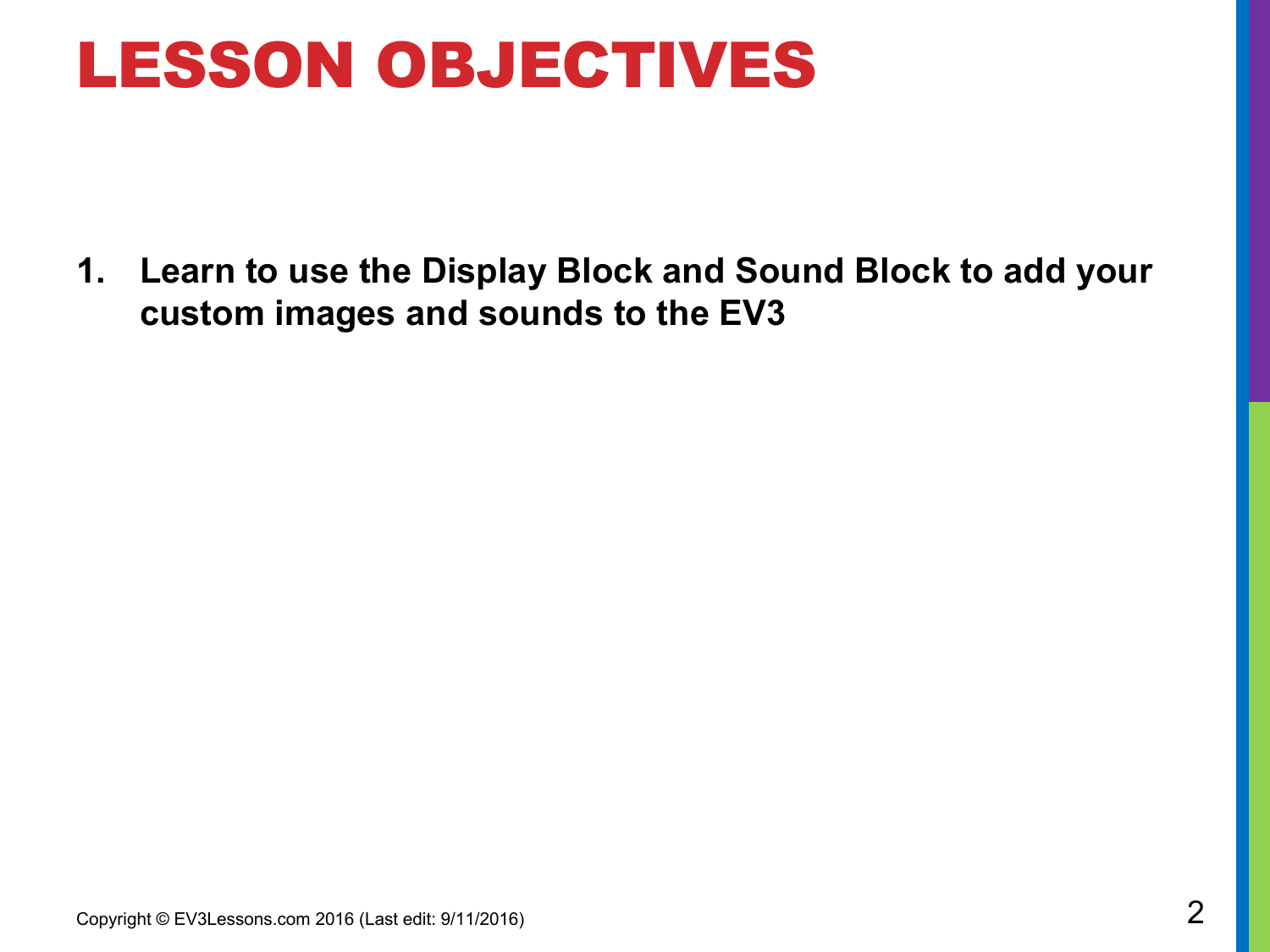# LESSON OBJECTIVES

1. **Learn to use the Display Block and Sound Block to add your custom images and sounds to the EV3**

Copyright © EV3Lessons.com 2016 (Last edit: 9/11/2016)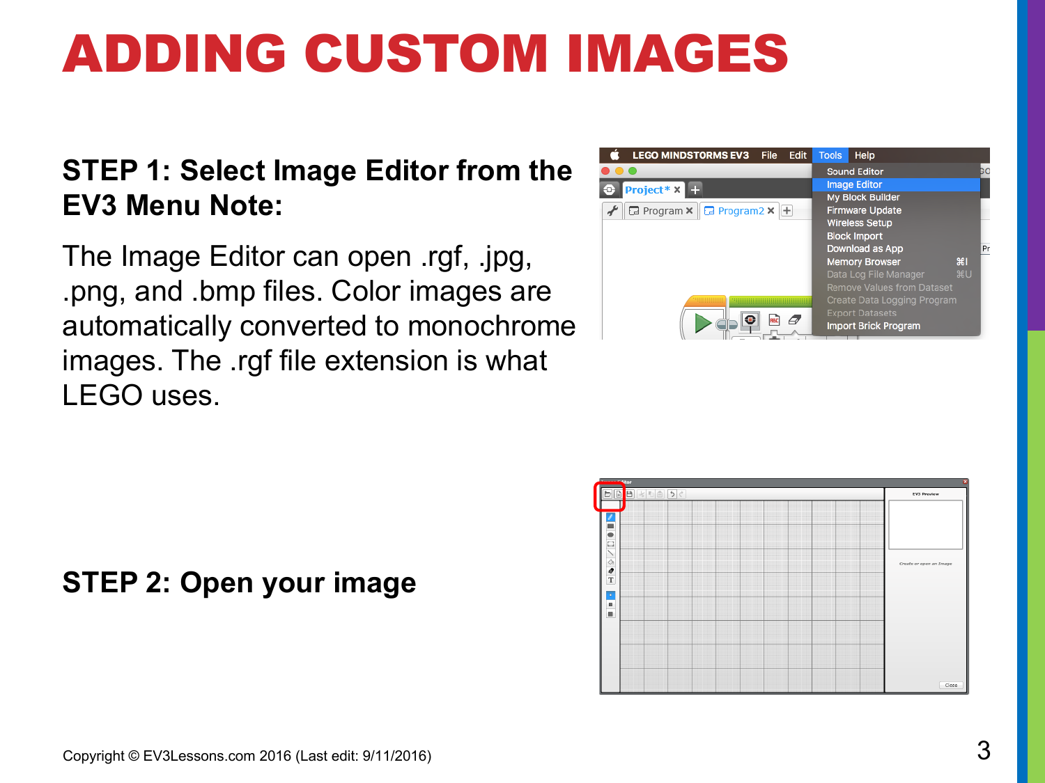# ADDING CUSTOM IMAGES

**STEP 1: Select Image Editor from the EV3 Menu Note:**

The Image Editor can open .rgf, .jpg, .png, and .bmp files. Color images are automatically converted to monochrome images. The .rgf file extension is what LEGO uses.

**STEP 2: Open your image**

Copyright © EV3Lessons.com 2016 (Last edit: 9/11/2016)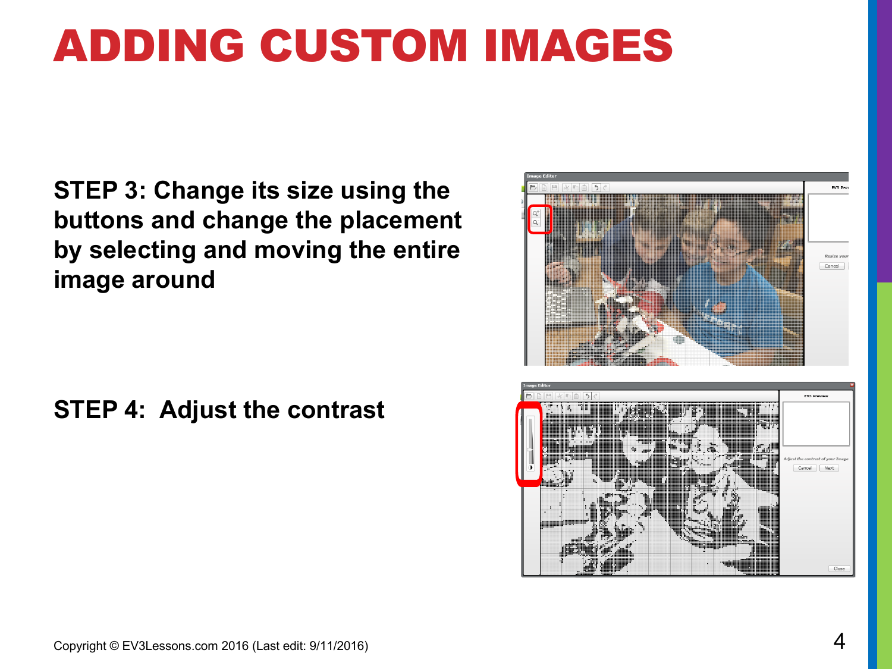# ADDING CUSTOM IMAGES

**STEP 3: Change its size using the buttons and change the placement by selecting and moving the entire image around**

**STEP 4: Adjust the contrast**

Copyright © EV3Lessons.com 2016 (Last edit: 9/11/2016)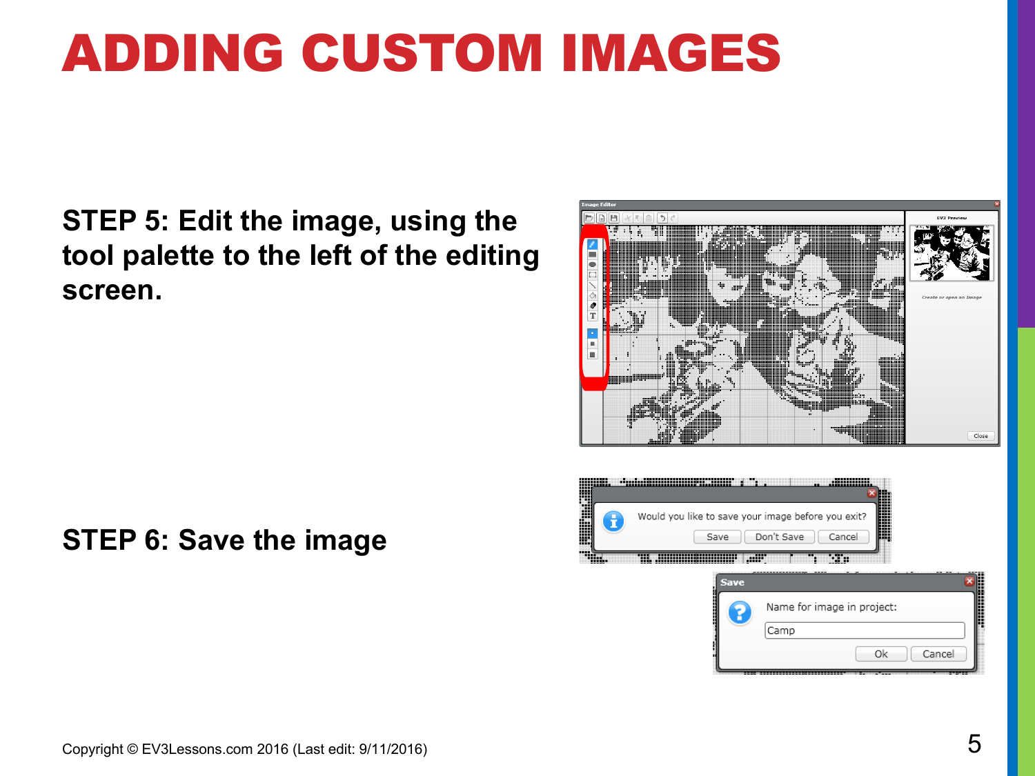# ADDING CUSTOM IMAGES

**STEP 5: Edit the image, using the tool palette to the left of the editing screen.**

**STEP 6: Save the image**

Copyright © EV3Lessons.com 2016 (Last edit: 9/11/2016)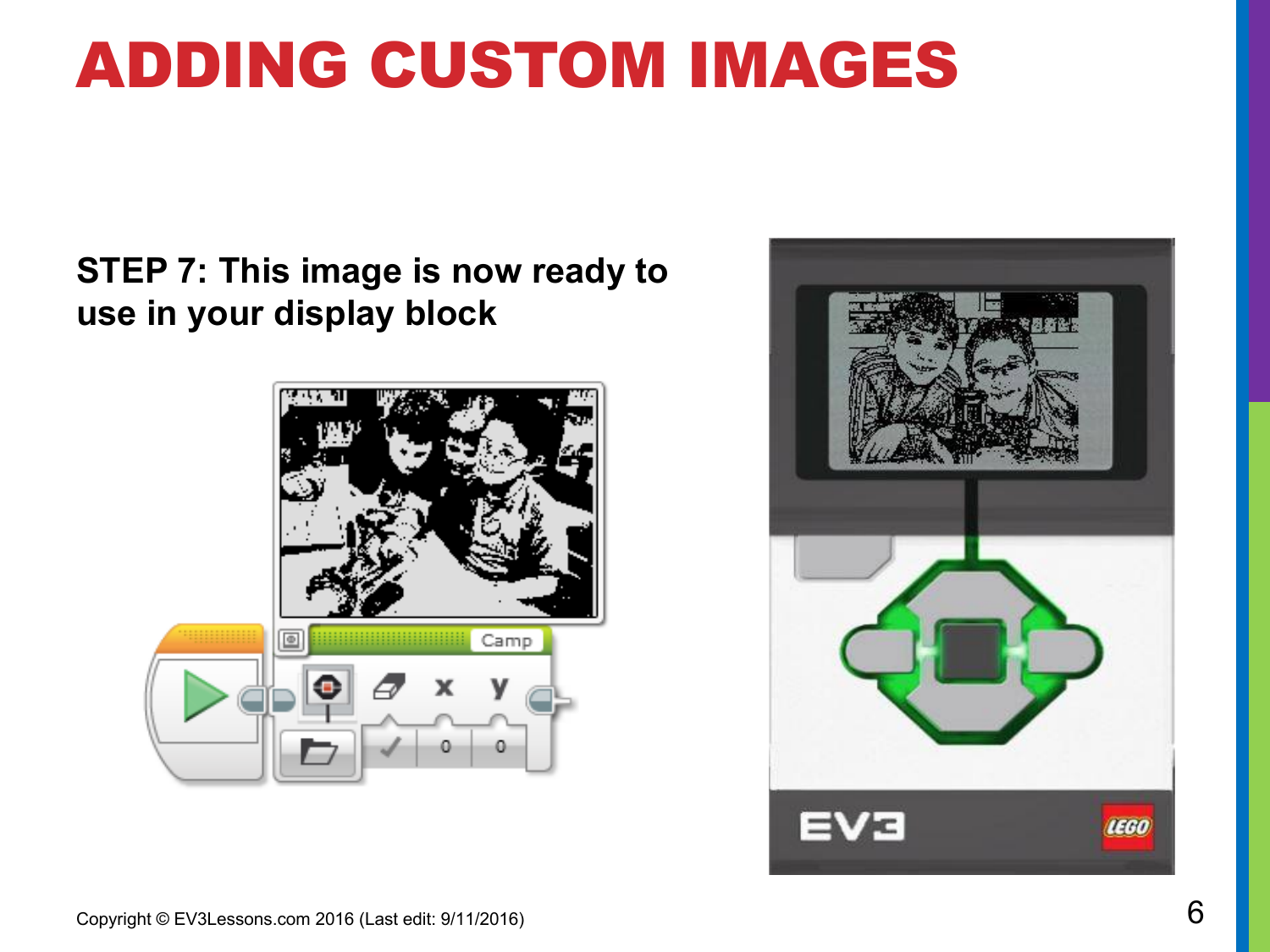# ADDING CUSTOM IMAGES

**STEP 7: This image is now ready to use in your display block**

Copyright © EV3Lessons.com 2016 (Last edit: 9/11/2016)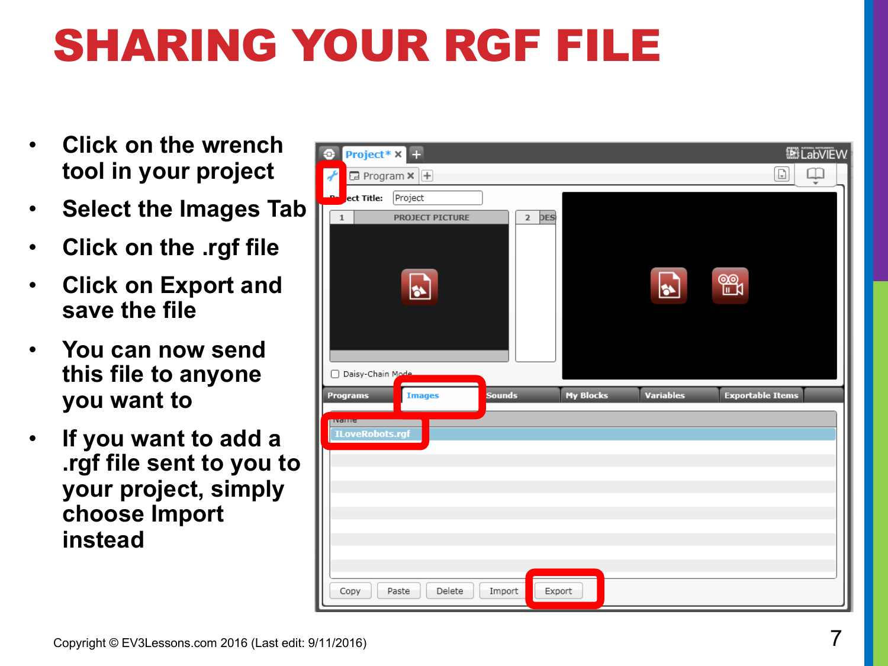# SHARING YOUR RGF FILE

- Click on the wrench tool in your project
- Select the Images Tab
- Click on the .rgf file
- Click on Export and save the file
- You can now send this file to anyone you want to
- If you want to add a .rgf file sent to you to your project, simply choose Import instead

Copyright © EV3Lessons.com 2016 (Last edit: 9/11/2016)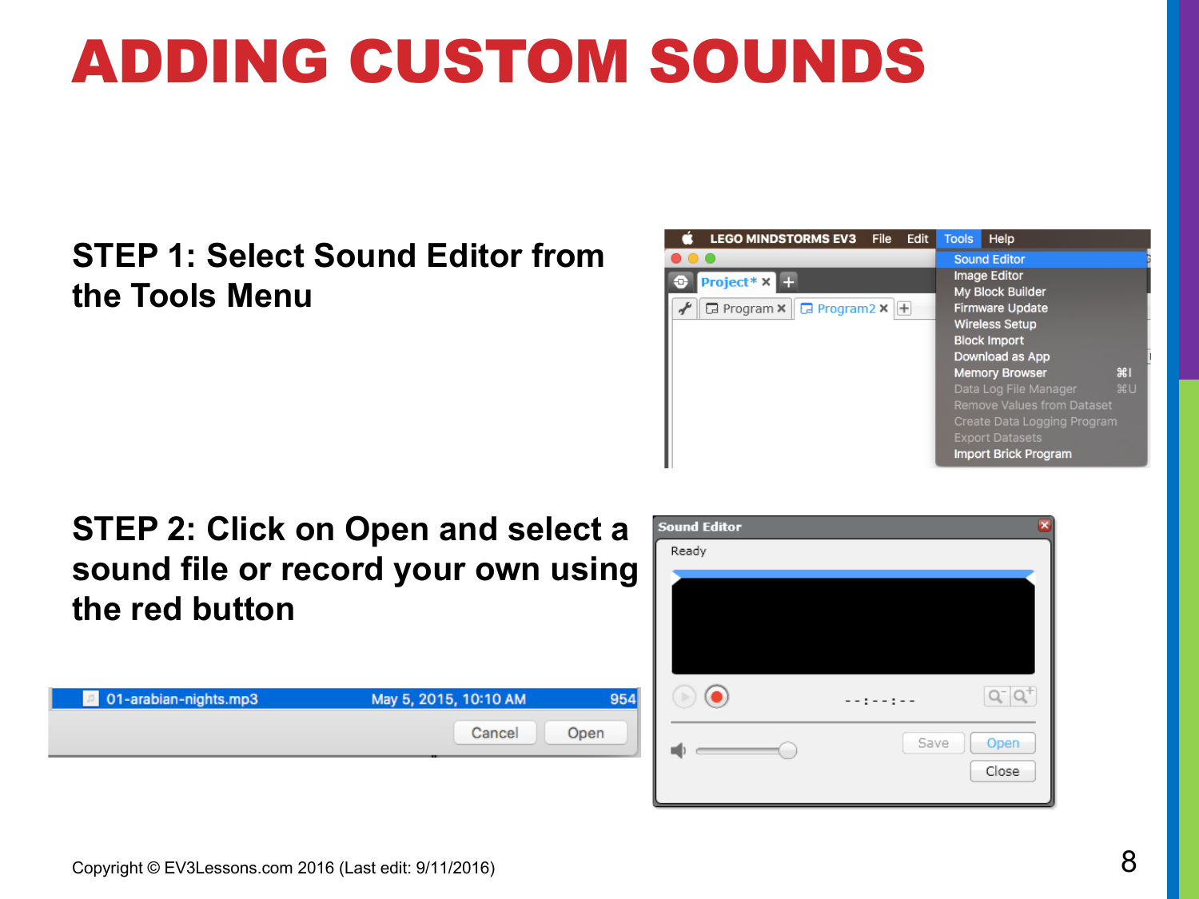# ADDING CUSTOM SOUNDS

**STEP 1: Select Sound Editor from the Tools Menu**

**STEP 2: Click on Open and select a sound file or record your own using the red button**

Copyright © EV3Lessons.com 2016 (Last edit: 9/11/2016)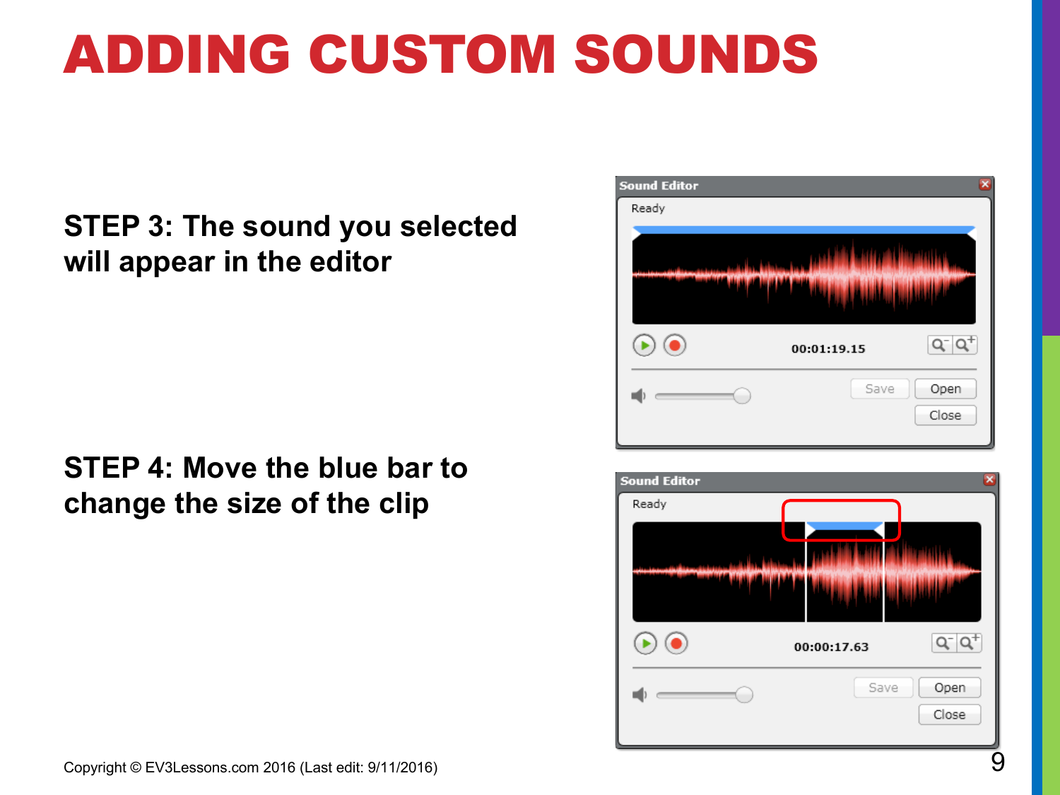# ADDING CUSTOM SOUNDS

**STEP 3: The sound you selected will appear in the editor**

**STEP 4: Move the blue bar to change the size of the clip**

Copyright © EV3Lessons.com 2016 (Last edit: 9/11/2016)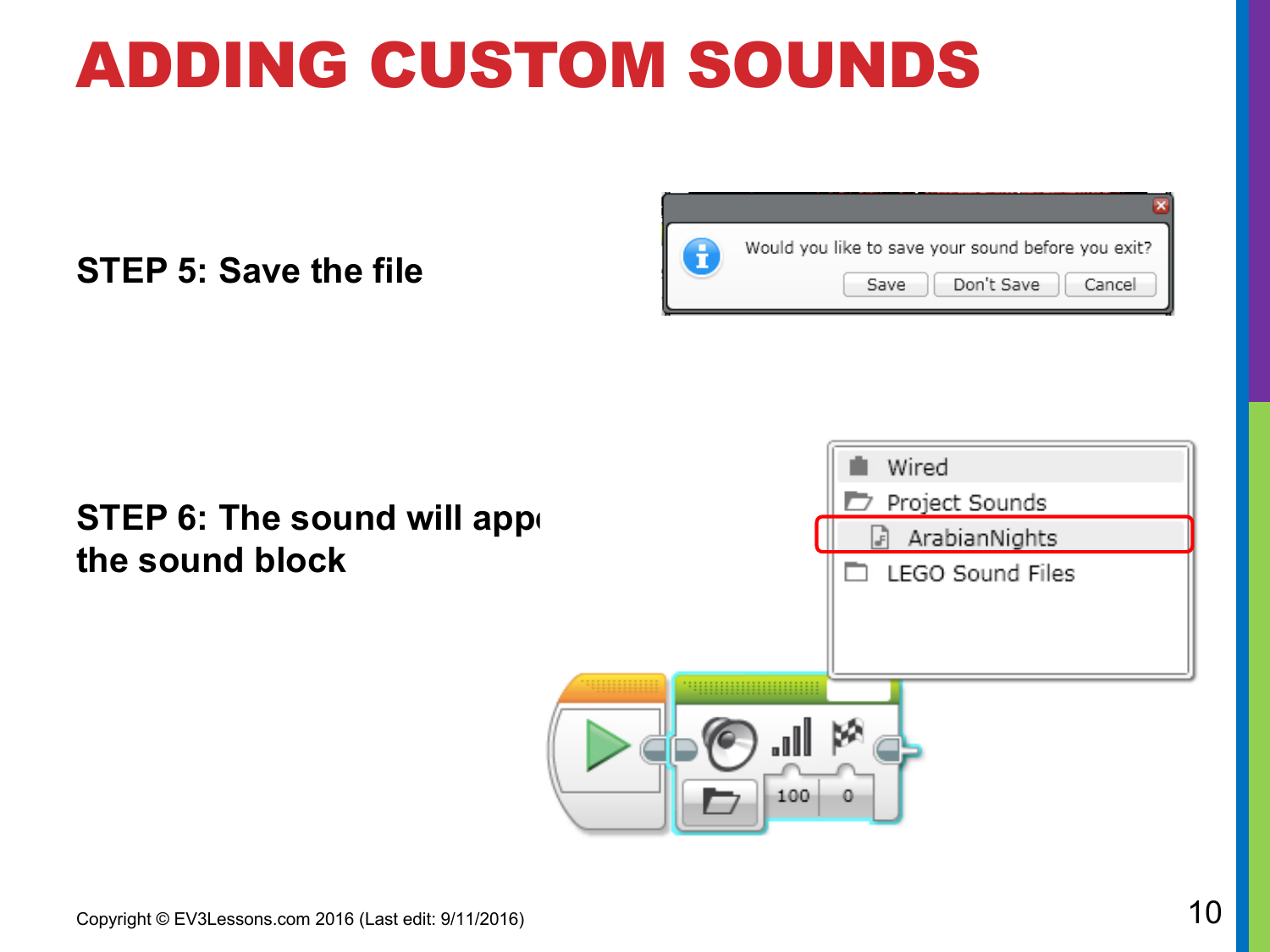# ADDING CUSTOM SOUNDS

**STEP 5: Save the file**

Would you like to save your sound before you exit?

Save | Don't Save | Cancel

**STEP 6: The sound will appe the sound block**

Wired

Project Sounds

ArabianNights

LEGO Sound Files

100 0

Copyright © EV3Lessons.com 2016 (Last edit: 9/11/2016)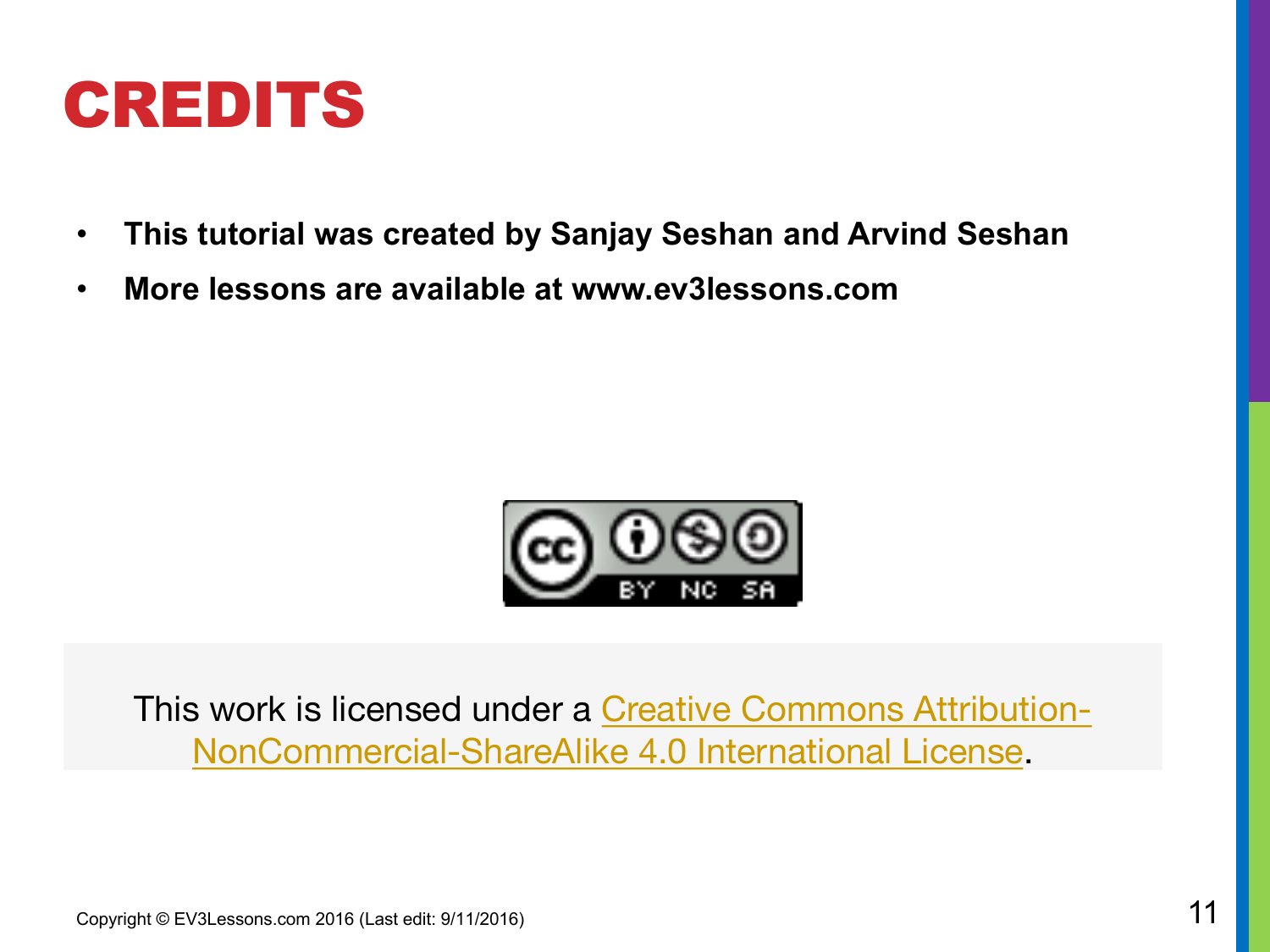# CREDITS

- **This tutorial was created by Sanjay Seshan and Arvind Seshan**
- **More lessons are available at www.ev3lessons.com**

This work is licensed under a Creative Commons Attribution-NonCommercial-ShareAlike 4.0 International License.

Copyright © EV3Lessons.com 2016 (Last edit: 9/11/2016)